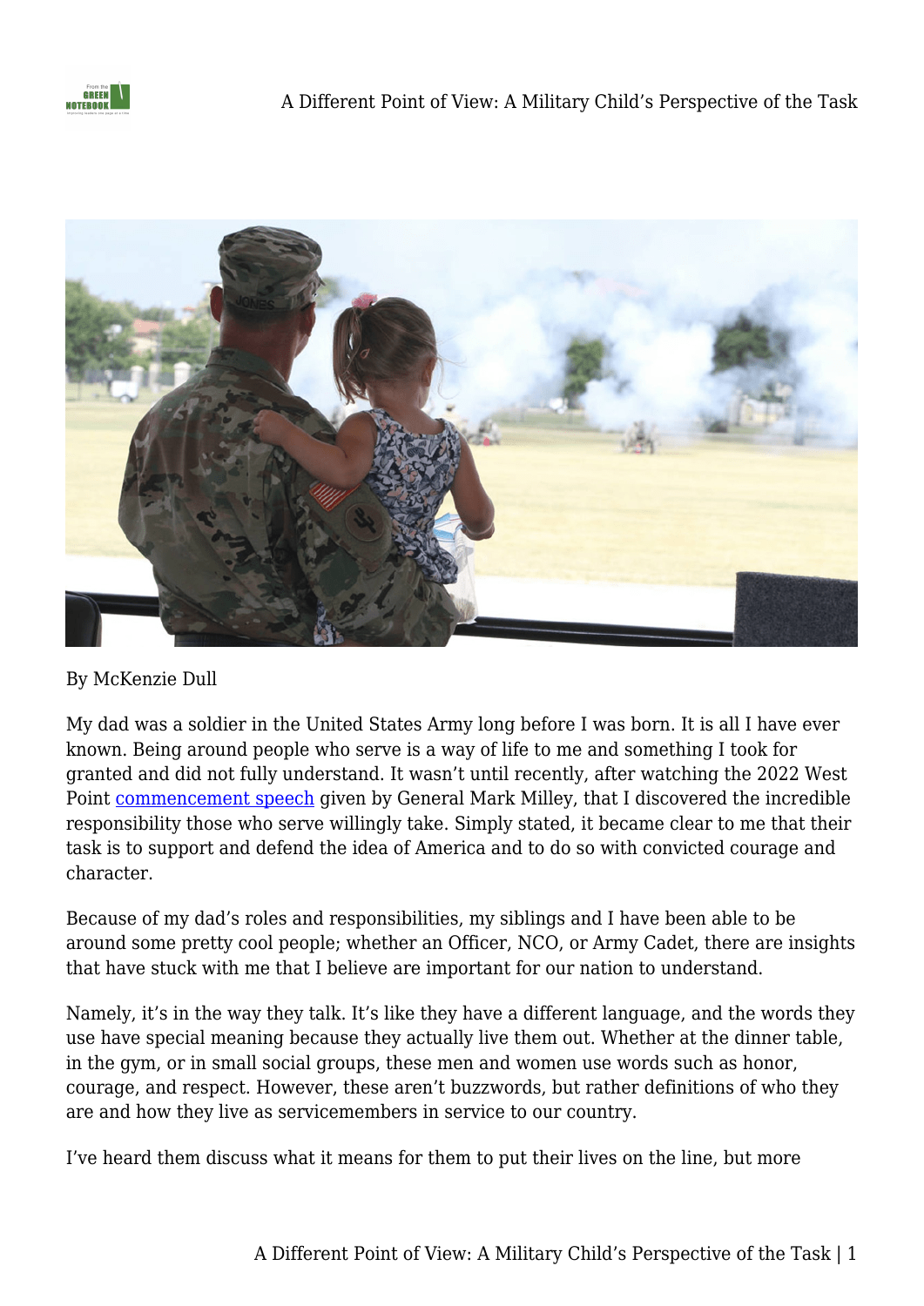By McKenzie Dull

My dad was a soldier in the United States Army long before I was born. It is all I have ever known. Being around people who serve is a way of life to me and something I took for granted and did not fully understand. It wasn't until recently, after watching the 2022 West Point commencement speech given by General Mark Milley, that I discovered the incredible responsibility those who serve willingly take. Simply stated, it became clear to me that their task is to support and defend the idea of America and to do so with convicted courage and character.

Because of my dad's roles and responsibilities, my siblings and I have been able to be around some pretty cool people; whether an Officer, NCO, or Army Cadet, there are insights that have stuck with me that I believe are important for our nation to understand.

Namely, it's in the way they talk. It's like they have a different language, and the words they use have special meaning because they actually live them out. Whether at the dinner table, in the gym, or in small social groups, these men and women use words such as honor, courage, and respect. However, these aren't buzzwords, but rather definitions of who they are and how they live as servicemembers in service to our country.

I've heard them discuss what it means for them to put their lives on the line, but more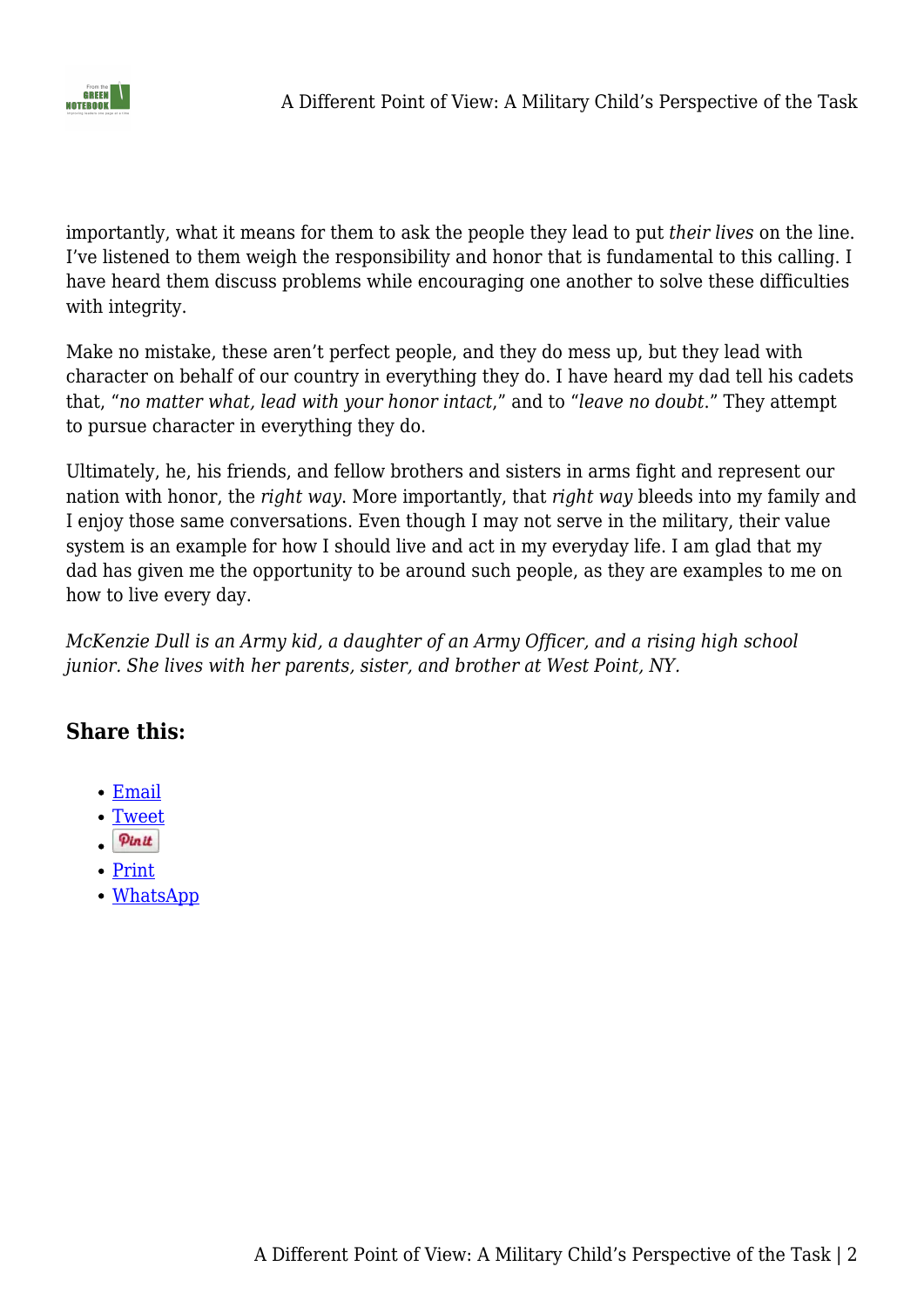importantly, what it means for them to ask the people they lead to put *their lives* on the line. I've listened to them weigh the responsibility and honor that is fundamental to this calling. I have heard them discuss problems while encouraging one another to solve these difficulties with integrity.

Make no mistake, these aren't perfect people, and they do mess up, but they lead with character on behalf of our country in everything they do. I have heard my dad tell his cadets that, "*no matter what, lead with your honor intact*," and to "*leave no doubt*." They attempt to pursue character in everything they do.

Ultimately, he, his friends, and fellow brothers and sisters in arms fight and represent our nation with honor, the *right way*. More importantly, that *right way* bleeds into my family and I enjoy those same conversations. Even though I may not serve in the military, their value system is an example for how I should live and act in my everyday life. I am glad that my dad has given me the opportunity to be around such people, as they are examples to me on how to live every day.

*McKenzie Dull is an Army kid, a daughter of an Army Officer, and a rising high school junior. She lives with her parents, sister, and brother at West Point, NY.*

### Share this:

- Email
- Tweet
- Pin it
- Print
- WhatsApp